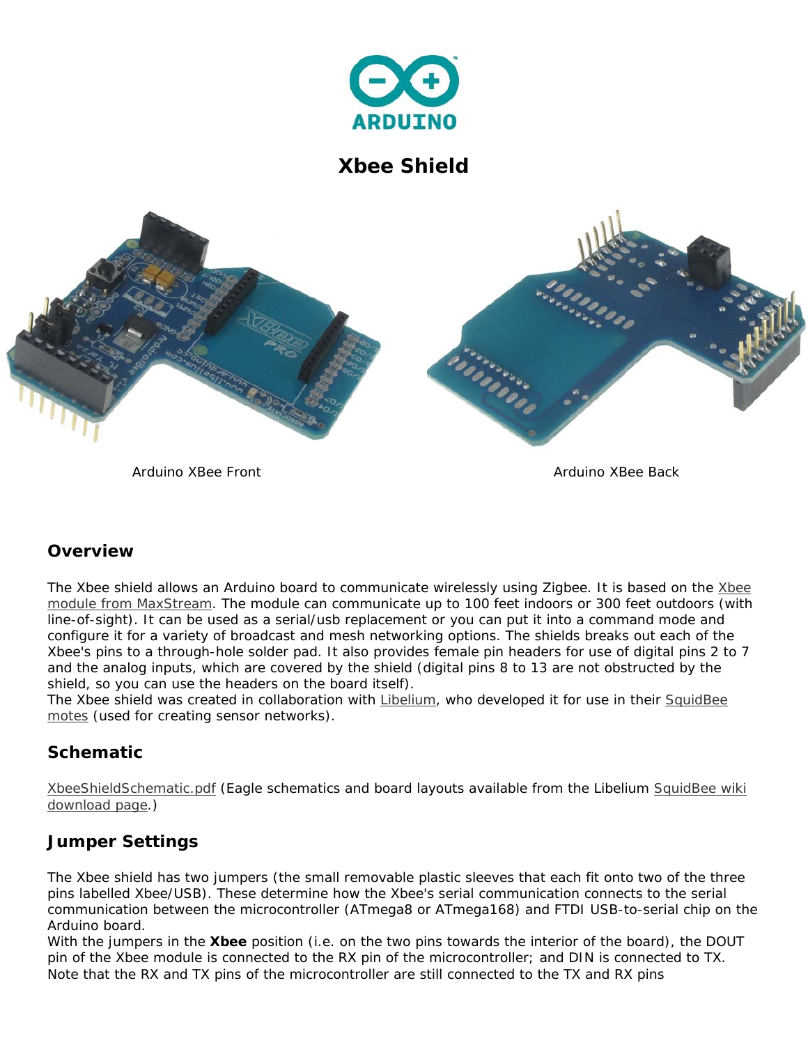# Xbee Shield

Arduino XBee Front

Arduino XBee Back

## Overview

The Xbee shield allows an Arduino board to communicate wirelessly using Zigbee. It is based on the Xbee module from MaxStream. The module can communicate up to 100 feet indoors or 300 feet outdoors (with line-of-sight). It can be used as a serial/usb replacement or you can put it into a command mode and configure it for a variety of broadcast and mesh networking options. The shields breaks out each of the Xbee's pins to a through-hole solder pad. It also provides female pin headers for use of digital pins 2 to 7 and the analog inputs, which are covered by the shield (digital pins 8 to 13 are not obstructed by the shield, so you can use the headers on the board itself).
The Xbee shield was created in collaboration with Libelium, who developed it for use in their SquidBee motes (used for creating sensor networks).

## Schematic

XbeeShieldSchematic.pdf (Eagle schematics and board layouts available from the Libelium SquidBee wiki download page.)

## Jumper Settings

The Xbee shield has two jumpers (the small removable plastic sleeves that each fit onto two of the three pins labelled Xbee/USB). These determine how the Xbee's serial communication connects to the serial communication between the microcontroller (ATmega8 or ATmega168) and FTDI USB-to-serial chip on the Arduino board.
With the jumpers in the **Xbee** position (i.e. on the two pins towards the interior of the board), the DOUT pin of the Xbee module is connected to the RX pin of the microcontroller; and DIN is connected to TX. Note that the RX and TX pins of the microcontroller are still connected to the TX and RX pins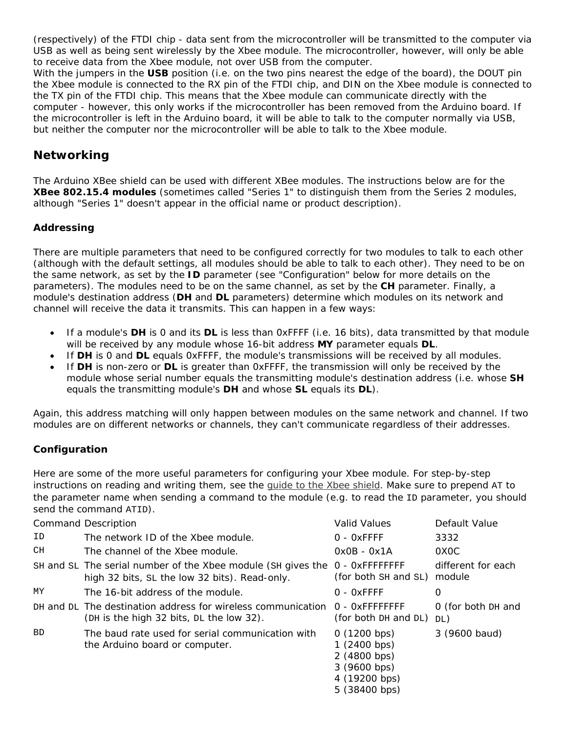(respectively) of the FTDI chip - data sent from the microcontroller will be transmitted to the computer via USB as well as being sent wirelessly by the Xbee module. The microcontroller, however, will only be able to receive data from the Xbee module, not over USB from the computer.
With the jumpers in the **USB** position (i.e. on the two pins nearest the edge of the board), the DOUT pin the Xbee module is connected to the RX pin of the FTDI chip, and DIN on the Xbee module is connected to the TX pin of the FTDI chip. This means that the Xbee module can communicate directly with the computer - however, this only works if the microcontroller has been removed from the Arduino board. If the microcontroller is left in the Arduino board, it will be able to talk to the computer normally via USB, but neither the computer nor the microcontroller will be able to talk to the Xbee module.

## Networking

The Arduino XBee shield can be used with different XBee modules. The instructions below are for the **XBee 802.15.4 modules** (sometimes called "Series 1" to distinguish them from the Series 2 modules, although "Series 1" doesn't appear in the official name or product description).

### Addressing

There are multiple parameters that need to be configured correctly for two modules to talk to each other (although with the default settings, all modules should be able to talk to each other). They need to be on the same network, as set by the **ID** parameter (see "Configuration" below for more details on the parameters). The modules need to be on the same channel, as set by the **CH** parameter. Finally, a module's destination address (**DH** and **DL** parameters) determine which modules on its network and channel will receive the data it transmits. This can happen in a few ways:

- If a module's **DH** is 0 and its **DL** is less than 0xFFFF (i.e. 16 bits), data transmitted by that module will be received by any module whose 16-bit address **MY** parameter equals **DL**.
- If **DH** is 0 and **DL** equals 0xFFFF, the module's transmissions will be received by all modules.
- If **DH** is non-zero or **DL** is greater than 0xFFFF, the transmission will only be received by the module whose serial number equals the transmitting module's destination address (i.e. whose **SH** equals the transmitting module's **DH** and whose **SL** equals its **DL**).

Again, this address matching will only happen between modules on the same network and channel. If two modules are on different networks or channels, they can't communicate regardless of their addresses.

### Configuration

Here are some of the more useful parameters for configuring your Xbee module. For step-by-step instructions on reading and writing them, see the guide to the Xbee shield. Make sure to prepend `AT` to the parameter name when sending a command to the module (e.g. to read the `ID` parameter, you should send the command `ATID`).

| Command | Description | Valid Values | Default Value |
|---|---|---|---|
| `ID` | The network ID of the Xbee module. | 0 - 0xFFFF | 3332 |
| `CH` | The channel of the Xbee module. | 0x0B - 0x1A | 0X0C |
| `SH` and `SL` | The serial number of the Xbee module (`SH` gives the high 32 bits, `SL` the low 32 bits). Read-only. | 0 - 0xFFFFFFFF (for both `SH` and `SL`) | different for each module |
| `MY` | The 16-bit address of the module. | 0 - 0xFFFF | 0 |
| `DH` and `DL` | The destination address for wireless communication (`DH` is the high 32 bits, `DL` the low 32). | 0 - 0xFFFFFFFF (for both `DH` and `DL`) | 0 (for both `DH` and `DL`) |
| `BD` | The baud rate used for serial communication with the Arduino board or computer. | 0 (1200 bps)<br>1 (2400 bps)<br>2 (4800 bps)<br>3 (9600 bps)<br>4 (19200 bps)<br>5 (38400 bps) | 3 (9600 baud) |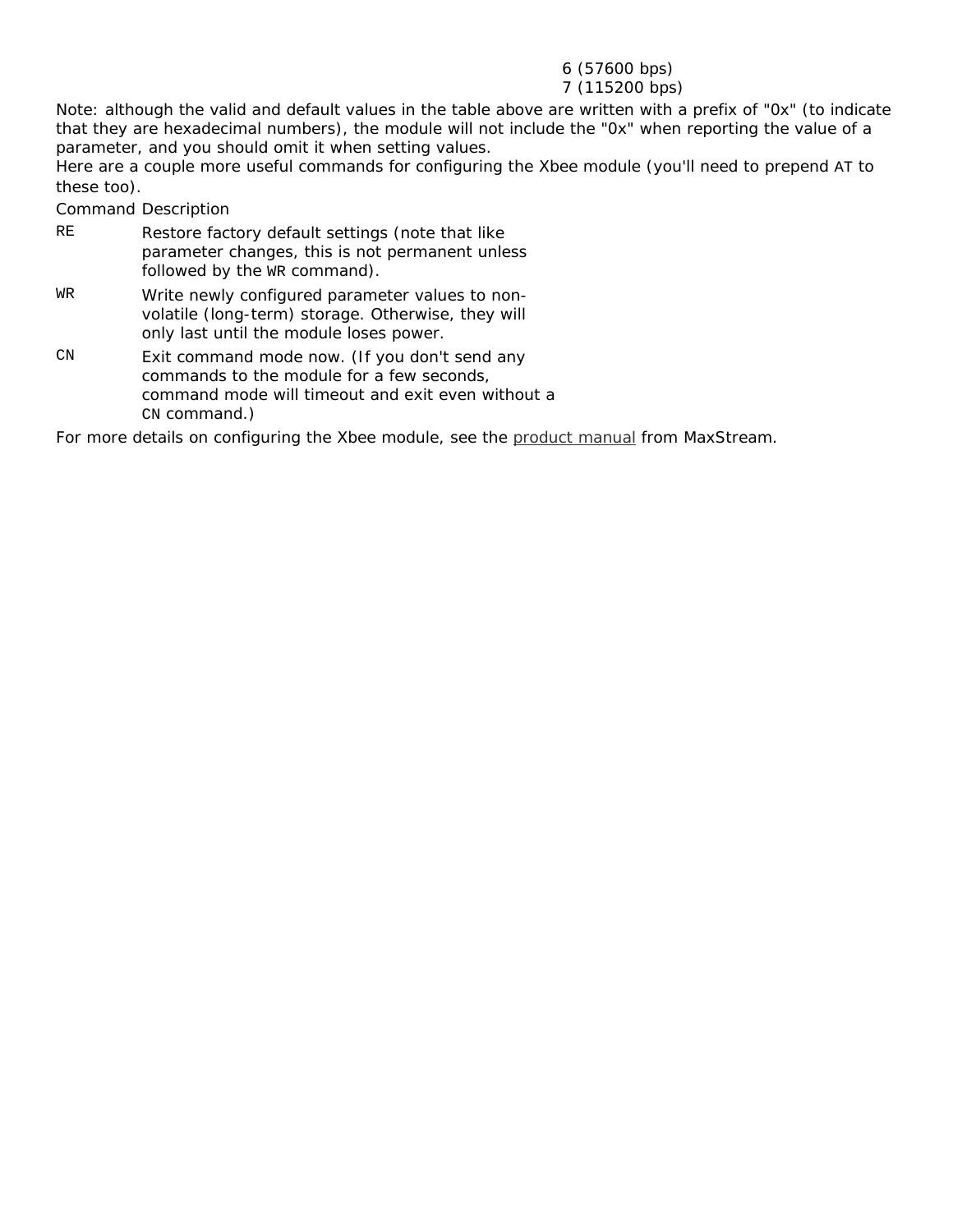6 (57600 bps)
7 (115200 bps)

Note: although the valid and default values in the table above are written with a prefix of "0x" (to indicate that they are hexadecimal numbers), the module will not include the "0x" when reporting the value of a parameter, and you should omit it when setting values.

Here are a couple more useful commands for configuring the Xbee module (you'll need to prepend `AT` to these too).

| Command | Description |
|---|---|
| `RE` | Restore factory default settings (note that like parameter changes, this is not permanent unless followed by the `WR` command). |
| `WR` | Write newly configured parameter values to non-volatile (long-term) storage. Otherwise, they will only last until the module loses power. |
| `CN` | Exit command mode now. (If you don't send any commands to the module for a few seconds, command mode will timeout and exit even without a `CN` command.) |

For more details on configuring the Xbee module, see the product manual from MaxStream.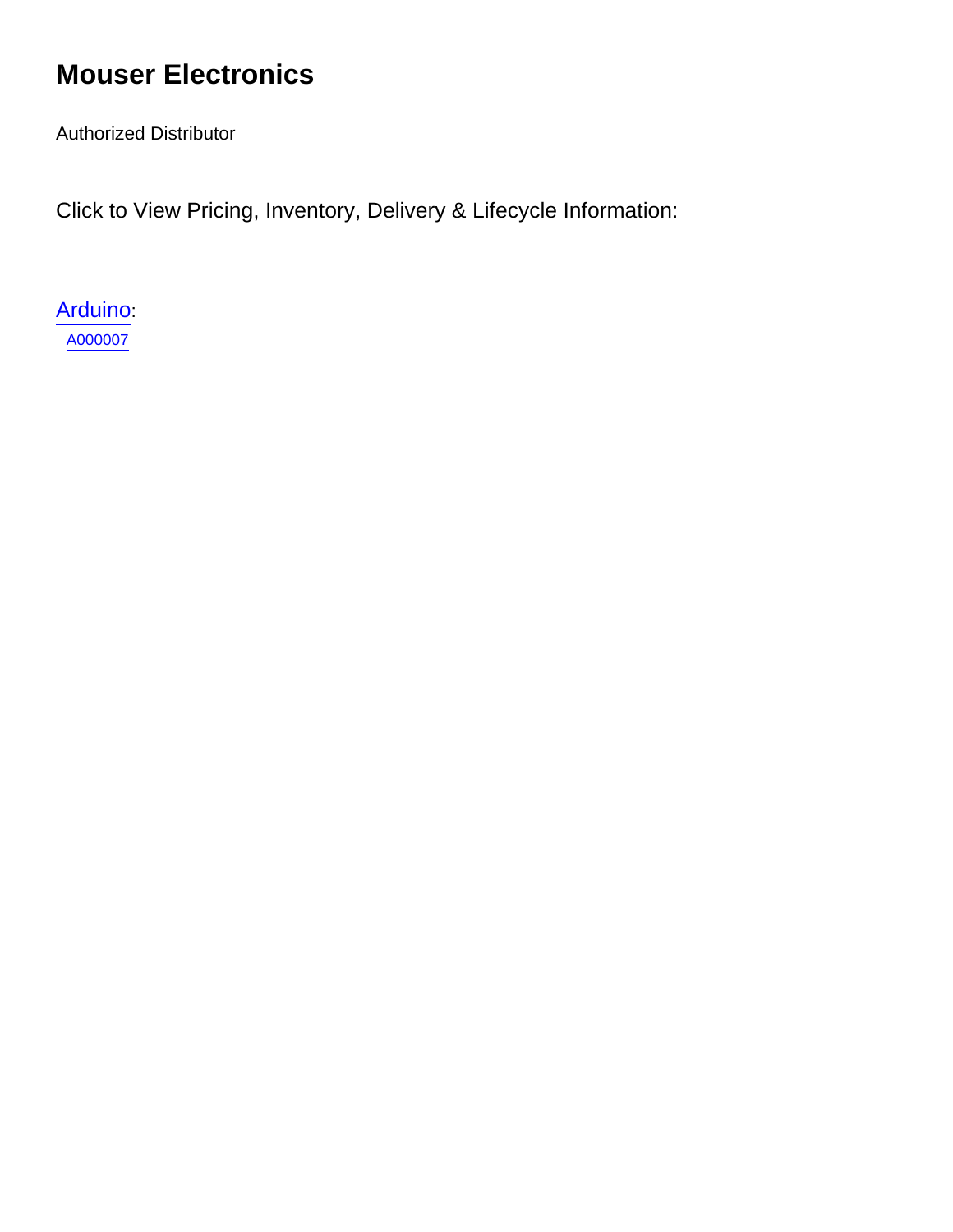# Mouser Electronics

Authorized Distributor

Click to View Pricing, Inventory, Delivery & Lifecycle Information:

Arduino:

A000007